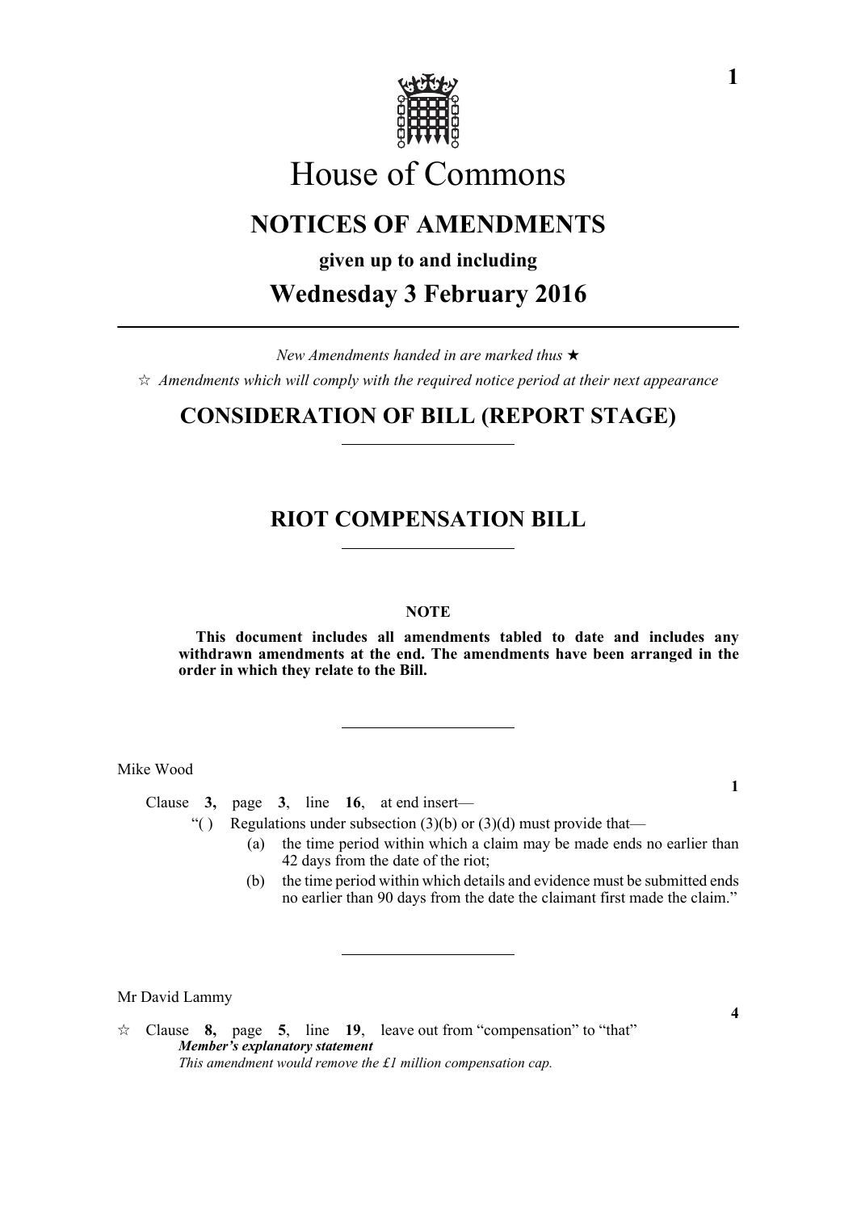# House of Commons

## NOTICES OF AMENDMENTS

**given up to and including**

## Wednesday 3 February 2016

*New Amendments handed in are marked thus ★*

☆ *Amendments which will comply with the required notice period at their next appearance*

## CONSIDERATION OF BILL (REPORT STAGE)

## RIOT COMPENSATION BILL

**NOTE**

**This document includes all amendments tabled to date and includes any withdrawn amendments at the end. The amendments have been arranged in the order in which they relate to the Bill.**

Mike Wood

**1**

Clause **3,** page **3**, line **16**, at end insert—

"( ) Regulations under subsection (3)(b) or (3)(d) must provide that—

(a) the time period within which a claim may be made ends no earlier than 42 days from the date of the riot;

(b) the time period within which details and evidence must be submitted ends no earlier than 90 days from the date the claimant first made the claim."

Mr David Lammy

**4**

☆ Clause **8,** page **5**, line **19**, leave out from "compensation" to "that"

***Member's explanatory statement***

*This amendment would remove the £1 million compensation cap.*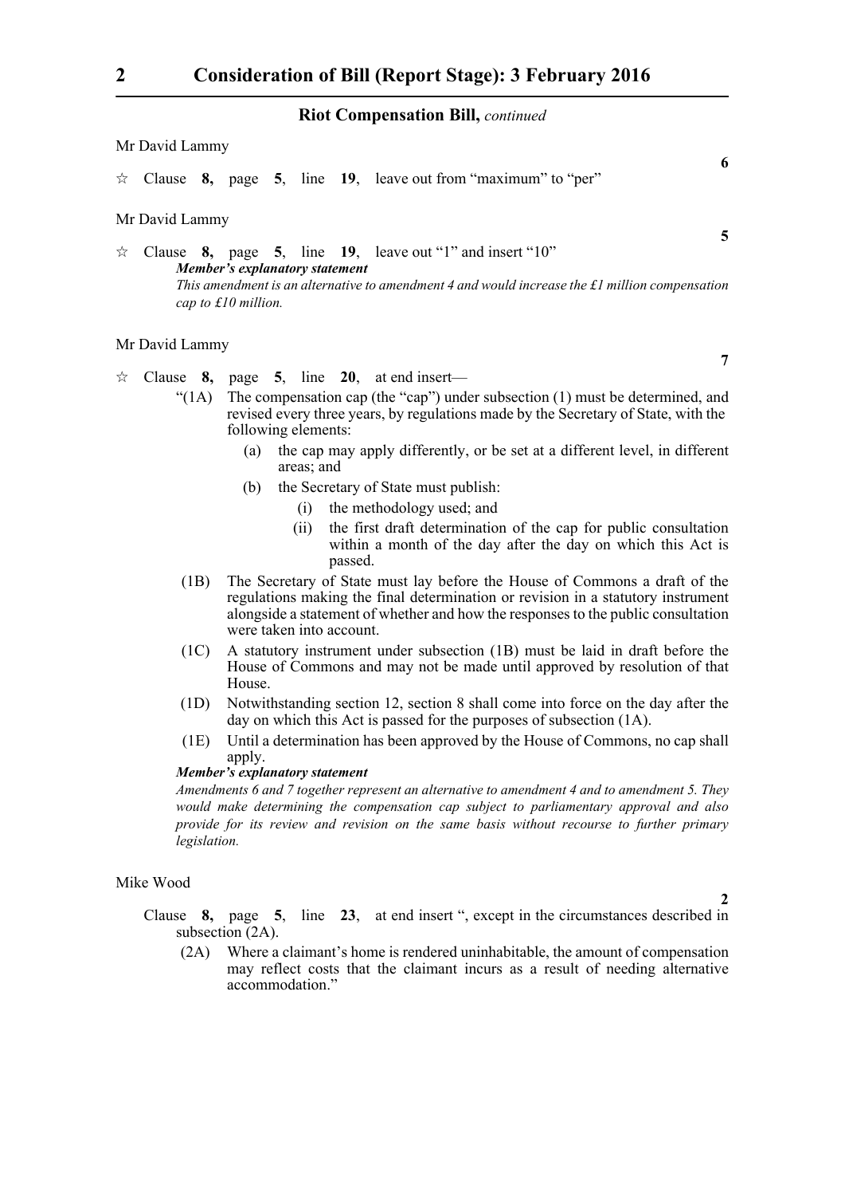**Riot Compensation Bill,** *continued*

Mr David Lammy

**6**

☆ Clause **8,** page **5**, line **19**, leave out from "maximum" to "per"

Mr David Lammy

**5**

☆ Clause **8,** page **5**, line **19**, leave out "1" and insert "10"

***Member's explanatory statement***

*This amendment is an alternative to amendment 4 and would increase the £1 million compensation cap to £10 million.*

Mr David Lammy

**7**

☆ Clause **8,** page **5**, line **20**, at end insert—

"(1A) The compensation cap (the "cap") under subsection (1) must be determined, and revised every three years, by regulations made by the Secretary of State, with the following elements:

(a) the cap may apply differently, or be set at a different level, in different areas; and

(b) the Secretary of State must publish:

(i) the methodology used; and

(ii) the first draft determination of the cap for public consultation within a month of the day after the day on which this Act is passed.

(1B) The Secretary of State must lay before the House of Commons a draft of the regulations making the final determination or revision in a statutory instrument alongside a statement of whether and how the responses to the public consultation were taken into account.

(1C) A statutory instrument under subsection (1B) must be laid in draft before the House of Commons and may not be made until approved by resolution of that House.

(1D) Notwithstanding section 12, section 8 shall come into force on the day after the day on which this Act is passed for the purposes of subsection (1A).

(1E) Until a determination has been approved by the House of Commons, no cap shall apply.

***Member's explanatory statement***

*Amendments 6 and 7 together represent an alternative to amendment 4 and to amendment 5. They would make determining the compensation cap subject to parliamentary approval and also provide for its review and revision on the same basis without recourse to further primary legislation.*

Mike Wood

**2**

Clause **8,** page **5**, line **23**, at end insert ", except in the circumstances described in subsection (2A).

(2A) Where a claimant's home is rendered uninhabitable, the amount of compensation may reflect costs that the claimant incurs as a result of needing alternative accommodation."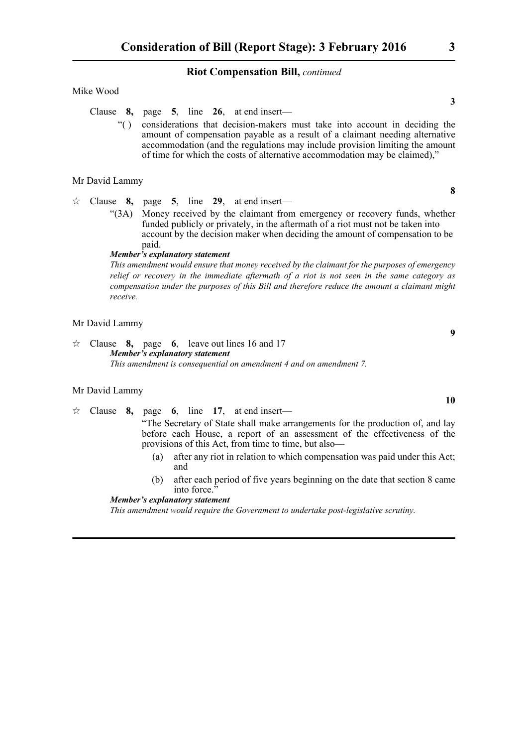**Riot Compensation Bill,** *continued*

Mike Wood

**3**

Clause **8,** page **5**, line **26**, at end insert—

"( ) considerations that decision-makers must take into account in deciding the amount of compensation payable as a result of a claimant needing alternative accommodation (and the regulations may include provision limiting the amount of time for which the costs of alternative accommodation may be claimed),"

Mr David Lammy

**8**

☆ Clause **8,** page **5**, line **29**, at end insert—

"(3A) Money received by the claimant from emergency or recovery funds, whether funded publicly or privately, in the aftermath of a riot must not be taken into account by the decision maker when deciding the amount of compensation to be paid.

***Member's explanatory statement***

*This amendment would ensure that money received by the claimant for the purposes of emergency relief or recovery in the immediate aftermath of a riot is not seen in the same category as compensation under the purposes of this Bill and therefore reduce the amount a claimant might receive.*

Mr David Lammy

**9**

☆ Clause **8,** page **6**, leave out lines 16 and 17

***Member's explanatory statement***

*This amendment is consequential on amendment 4 and on amendment 7.*

Mr David Lammy

**10**

☆ Clause **8,** page **6**, line **17**, at end insert—

"The Secretary of State shall make arrangements for the production of, and lay before each House, a report of an assessment of the effectiveness of the provisions of this Act, from time to time, but also—

(a) after any riot in relation to which compensation was paid under this Act; and

(b) after each period of five years beginning on the date that section 8 came into force."

***Member's explanatory statement***

*This amendment would require the Government to undertake post-legislative scrutiny.*